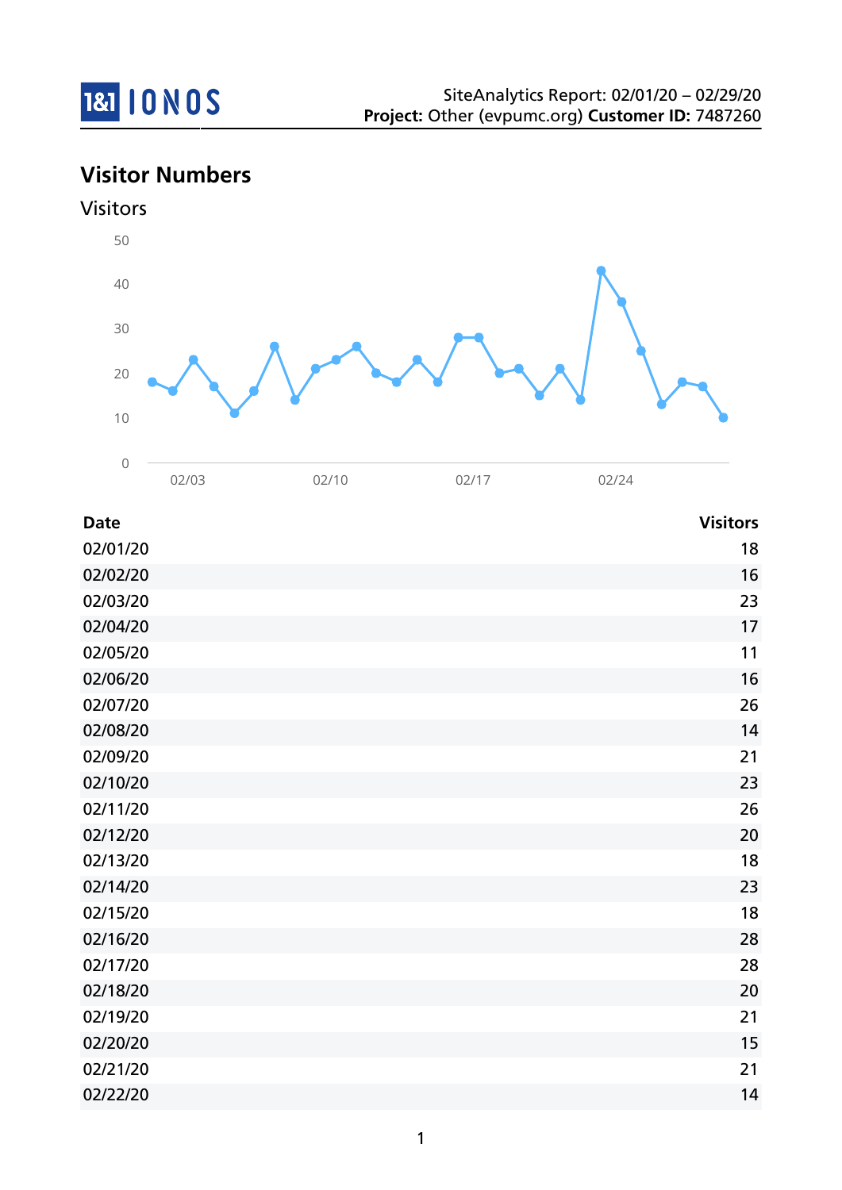SiteAnalytics Report: 02/01/20 – 02/29/20
**Project:** Other (evpumc.org) **Customer ID:** 7487260

## Visitor Numbers

### Visitors

| Date | Visitors |
|---|---|
| 02/01/20 | 18 |
| 02/02/20 | 16 |
| 02/03/20 | 23 |
| 02/04/20 | 17 |
| 02/05/20 | 11 |
| 02/06/20 | 16 |
| 02/07/20 | 26 |
| 02/08/20 | 14 |
| 02/09/20 | 21 |
| 02/10/20 | 23 |
| 02/11/20 | 26 |
| 02/12/20 | 20 |
| 02/13/20 | 18 |
| 02/14/20 | 23 |
| 02/15/20 | 18 |
| 02/16/20 | 28 |
| 02/17/20 | 28 |
| 02/18/20 | 20 |
| 02/19/20 | 21 |
| 02/20/20 | 15 |
| 02/21/20 | 21 |
| 02/22/20 | 14 |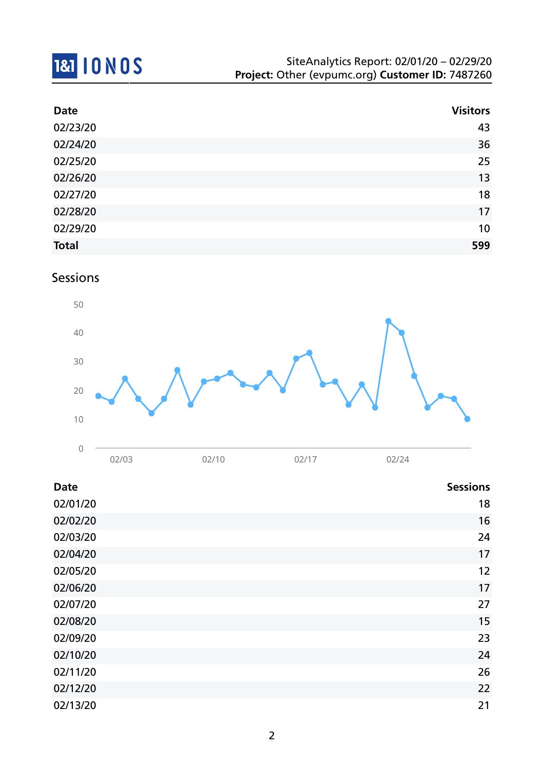| Date | Visitors |
|---|---|
| 02/23/20 | 43 |
| 02/24/20 | 36 |
| 02/25/20 | 25 |
| 02/26/20 | 13 |
| 02/27/20 | 18 |
| 02/28/20 | 17 |
| 02/29/20 | 10 |
| **Total** | **599** |

## Sessions

| Date | Sessions |
|---|---|
| 02/01/20 | 18 |
| 02/02/20 | 16 |
| 02/03/20 | 24 |
| 02/04/20 | 17 |
| 02/05/20 | 12 |
| 02/06/20 | 17 |
| 02/07/20 | 27 |
| 02/08/20 | 15 |
| 02/09/20 | 23 |
| 02/10/20 | 24 |
| 02/11/20 | 26 |
| 02/12/20 | 22 |
| 02/13/20 | 21 |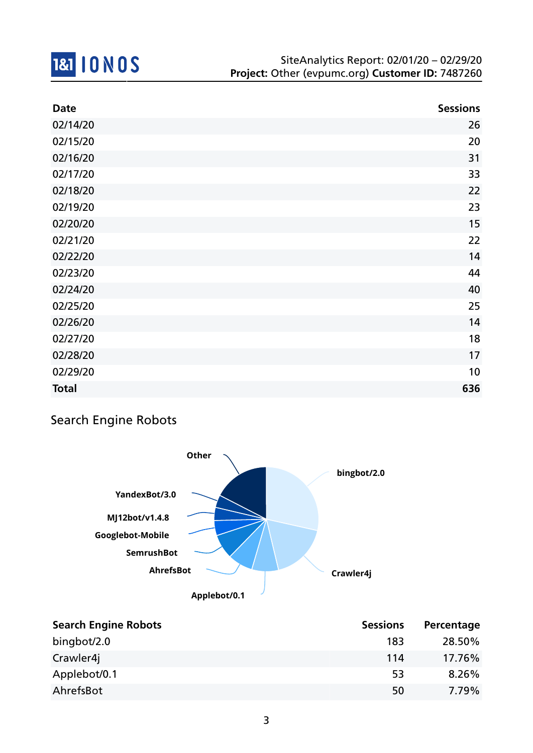| Date | Sessions |
|---|---|
| 02/14/20 | 26 |
| 02/15/20 | 20 |
| 02/16/20 | 31 |
| 02/17/20 | 33 |
| 02/18/20 | 22 |
| 02/19/20 | 23 |
| 02/20/20 | 15 |
| 02/21/20 | 22 |
| 02/22/20 | 14 |
| 02/23/20 | 44 |
| 02/24/20 | 40 |
| 02/25/20 | 25 |
| 02/26/20 | 14 |
| 02/27/20 | 18 |
| 02/28/20 | 17 |
| 02/29/20 | 10 |
| **Total** | **636** |

## Search Engine Robots

Other
YandexBot/3.0
MJ12bot/v1.4.8
Googlebot-Mobile
SemrushBot
AhrefsBot
Applebot/0.1
Crawler4j
bingbot/2.0

| Search Engine Robots | Sessions | Percentage |
|---|---|---|
| bingbot/2.0 | 183 | 28.50% |
| Crawler4j | 114 | 17.76% |
| Applebot/0.1 | 53 | 8.26% |
| AhrefsBot | 50 | 7.79% |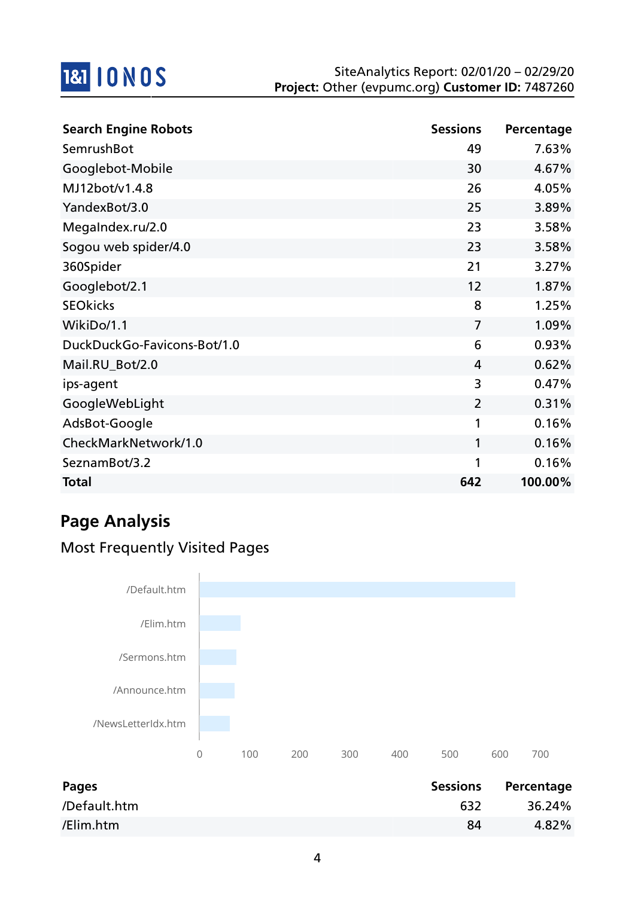| Search Engine Robots | Sessions | Percentage |
| --- | --- | --- |
| SemrushBot | 49 | 7.63% |
| Googlebot-Mobile | 30 | 4.67% |
| MJ12bot/v1.4.8 | 26 | 4.05% |
| YandexBot/3.0 | 25 | 3.89% |
| MegaIndex.ru/2.0 | 23 | 3.58% |
| Sogou web spider/4.0 | 23 | 3.58% |
| 360Spider | 21 | 3.27% |
| Googlebot/2.1 | 12 | 1.87% |
| SEOkicks | 8 | 1.25% |
| WikiDo/1.1 | 7 | 1.09% |
| DuckDuckGo-Favicons-Bot/1.0 | 6 | 0.93% |
| Mail.RU_Bot/2.0 | 4 | 0.62% |
| ips-agent | 3 | 0.47% |
| GoogleWebLight | 2 | 0.31% |
| AdsBot-Google | 1 | 0.16% |
| CheckMarkNetwork/1.0 | 1 | 0.16% |
| SeznamBot/3.2 | 1 | 0.16% |
| **Total** | **642** | **100.00%** |

## Page Analysis

### Most Frequently Visited Pages

| Pages | Sessions | Percentage |
| --- | --- | --- |
| /Default.htm | 632 | 36.24% |
| /Elim.htm | 84 | 4.82% |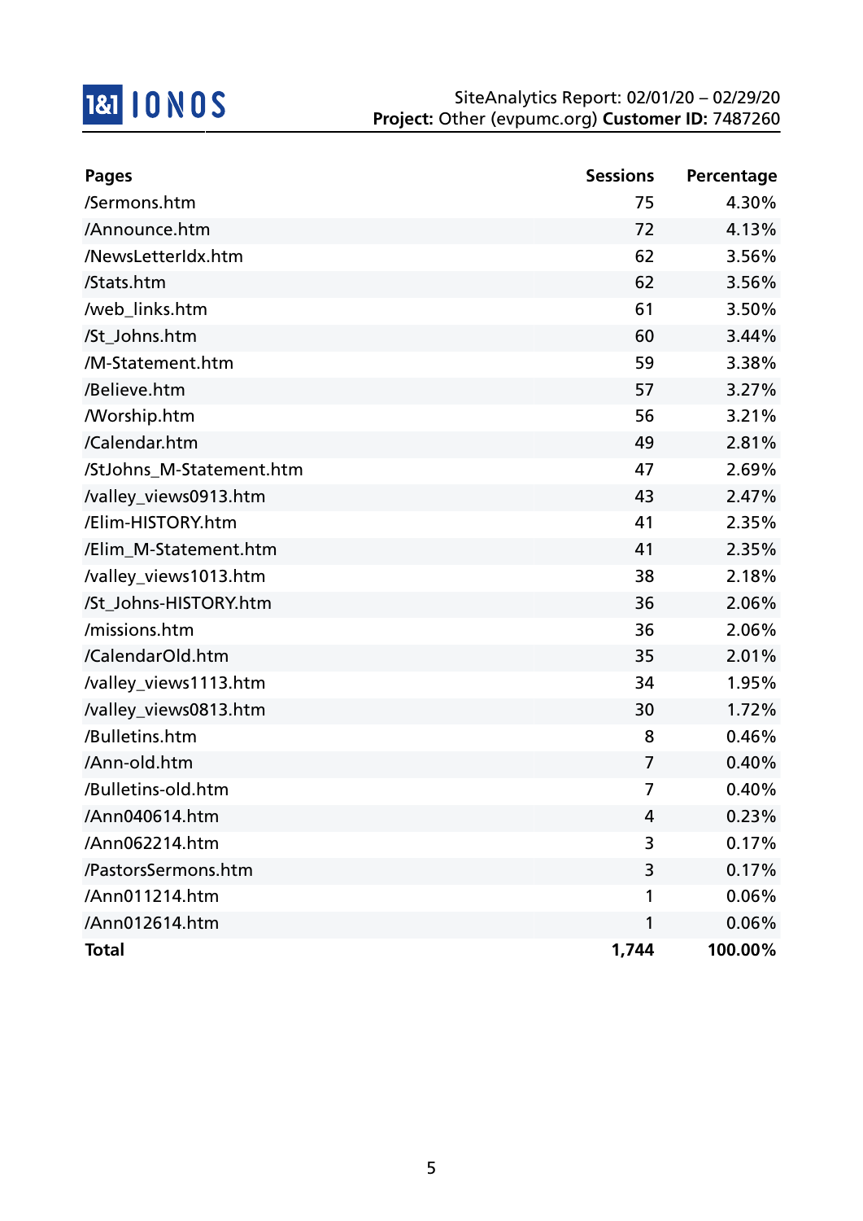SiteAnalytics Report: 02/01/20 – 02/29/20
**Project:** Other (evpumc.org) **Customer ID:** 7487260

| Pages | Sessions | Percentage |
|---|---:|---:|
| /Sermons.htm | 75 | 4.30% |
| /Announce.htm | 72 | 4.13% |
| /NewsLetterIdx.htm | 62 | 3.56% |
| /Stats.htm | 62 | 3.56% |
| /web_links.htm | 61 | 3.50% |
| /St_Johns.htm | 60 | 3.44% |
| /M-Statement.htm | 59 | 3.38% |
| /Believe.htm | 57 | 3.27% |
| /Worship.htm | 56 | 3.21% |
| /Calendar.htm | 49 | 2.81% |
| /StJohns_M-Statement.htm | 47 | 2.69% |
| /valley_views0913.htm | 43 | 2.47% |
| /Elim-HISTORY.htm | 41 | 2.35% |
| /Elim_M-Statement.htm | 41 | 2.35% |
| /valley_views1013.htm | 38 | 2.18% |
| /St_Johns-HISTORY.htm | 36 | 2.06% |
| /missions.htm | 36 | 2.06% |
| /CalendarOld.htm | 35 | 2.01% |
| /valley_views1113.htm | 34 | 1.95% |
| /valley_views0813.htm | 30 | 1.72% |
| /Bulletins.htm | 8 | 0.46% |
| /Ann-old.htm | 7 | 0.40% |
| /Bulletins-old.htm | 7 | 0.40% |
| /Ann040614.htm | 4 | 0.23% |
| /Ann062214.htm | 3 | 0.17% |
| /PastorsSermons.htm | 3 | 0.17% |
| /Ann011214.htm | 1 | 0.06% |
| /Ann012614.htm | 1 | 0.06% |
| **Total** | **1,744** | **100.00%** |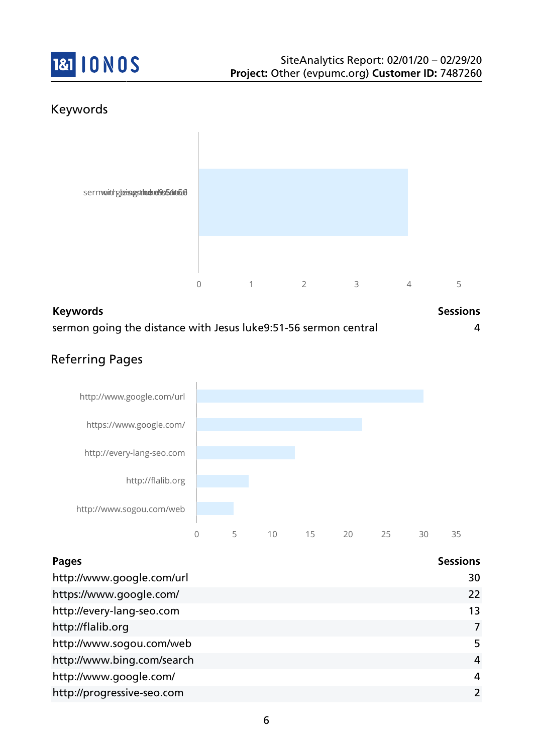## Keywords

| Keywords | Sessions |
| --- | --- |
| sermon going the distance with Jesus luke9:51-56 sermon central | 4 |

## Referring Pages

| Pages | Sessions |
| --- | --- |
| http://www.google.com/url | 30 |
| https://www.google.com/ | 22 |
| http://every-lang-seo.com | 13 |
| http://flalib.org | 7 |
| http://www.sogou.com/web | 5 |
| http://www.bing.com/search | 4 |
| http://www.google.com/ | 4 |
| http://progressive-seo.com | 2 |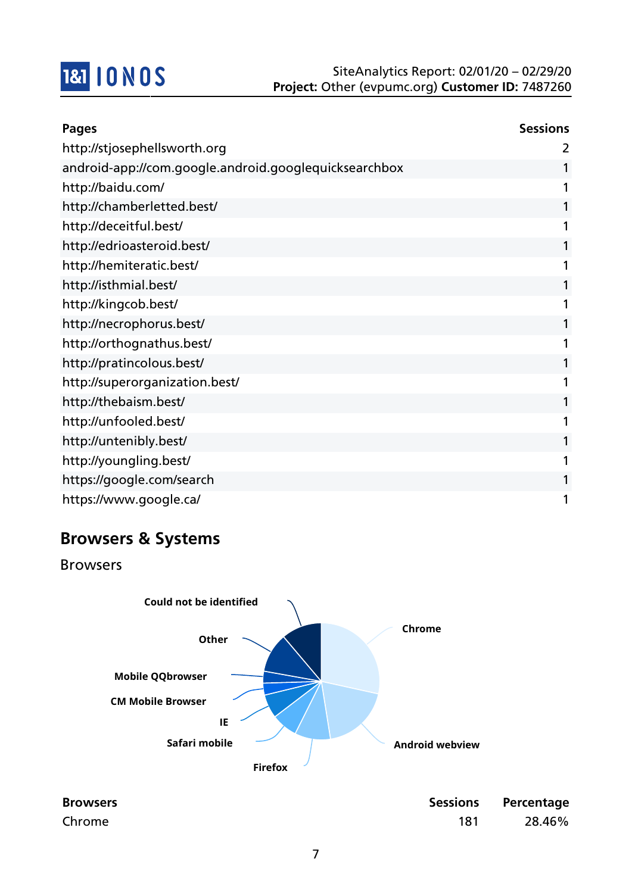| Pages | Sessions |
|---|---|
| http://stjosephellsworth.org | 2 |
| android-app://com.google.android.googlequicksearchbox | 1 |
| http://baidu.com/ | 1 |
| http://chamberletted.best/ | 1 |
| http://deceitful.best/ | 1 |
| http://edrioasteroid.best/ | 1 |
| http://hemiteratic.best/ | 1 |
| http://isthmial.best/ | 1 |
| http://kingcob.best/ | 1 |
| http://necrophorus.best/ | 1 |
| http://orthognathus.best/ | 1 |
| http://pratincolous.best/ | 1 |
| http://superorganization.best/ | 1 |
| http://thebaism.best/ | 1 |
| http://unfooled.best/ | 1 |
| http://untenibly.best/ | 1 |
| http://youngling.best/ | 1 |
| https://google.com/search | 1 |
| https://www.google.ca/ | 1 |

## Browsers & Systems

### Browsers

Could not be identified, Other, Mobile QQbrowser, CM Mobile Browser, IE, Safari mobile, Firefox, Android webview, Chrome

| Browsers | Sessions | Percentage |
|---|---|---|
| Chrome | 181 | 28.46% |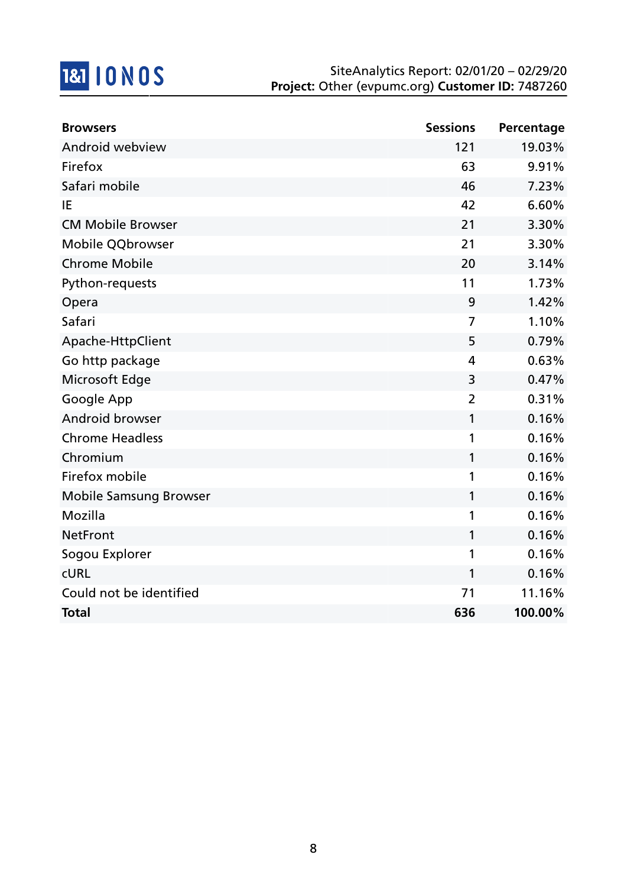| Browsers | Sessions | Percentage |
| --- | --- | --- |
| Android webview | 121 | 19.03% |
| Firefox | 63 | 9.91% |
| Safari mobile | 46 | 7.23% |
| IE | 42 | 6.60% |
| CM Mobile Browser | 21 | 3.30% |
| Mobile QQbrowser | 21 | 3.30% |
| Chrome Mobile | 20 | 3.14% |
| Python-requests | 11 | 1.73% |
| Opera | 9 | 1.42% |
| Safari | 7 | 1.10% |
| Apache-HttpClient | 5 | 0.79% |
| Go http package | 4 | 0.63% |
| Microsoft Edge | 3 | 0.47% |
| Google App | 2 | 0.31% |
| Android browser | 1 | 0.16% |
| Chrome Headless | 1 | 0.16% |
| Chromium | 1 | 0.16% |
| Firefox mobile | 1 | 0.16% |
| Mobile Samsung Browser | 1 | 0.16% |
| Mozilla | 1 | 0.16% |
| NetFront | 1 | 0.16% |
| Sogou Explorer | 1 | 0.16% |
| cURL | 1 | 0.16% |
| Could not be identified | 71 | 11.16% |
| **Total** | **636** | **100.00%** |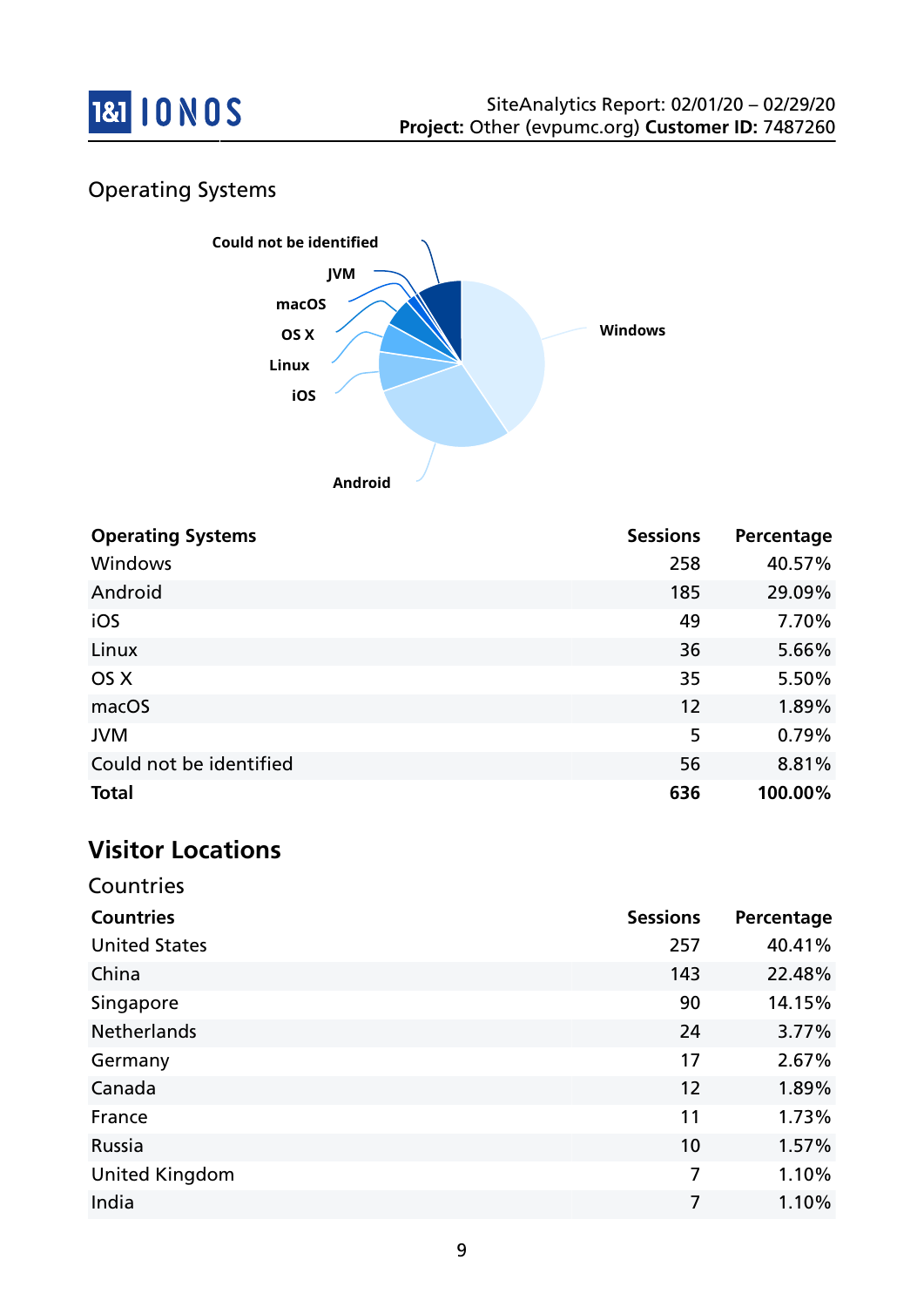## Operating Systems

| Operating Systems | Sessions | Percentage |
|---|---|---|
| Windows | 258 | 40.57% |
| Android | 185 | 29.09% |
| iOS | 49 | 7.70% |
| Linux | 36 | 5.66% |
| OS X | 35 | 5.50% |
| macOS | 12 | 1.89% |
| JVM | 5 | 0.79% |
| Could not be identified | 56 | 8.81% |
| **Total** | **636** | **100.00%** |

# Visitor Locations

## Countries

| Countries | Sessions | Percentage |
|---|---|---|
| United States | 257 | 40.41% |
| China | 143 | 22.48% |
| Singapore | 90 | 14.15% |
| Netherlands | 24 | 3.77% |
| Germany | 17 | 2.67% |
| Canada | 12 | 1.89% |
| France | 11 | 1.73% |
| Russia | 10 | 1.57% |
| United Kingdom | 7 | 1.10% |
| India | 7 | 1.10% |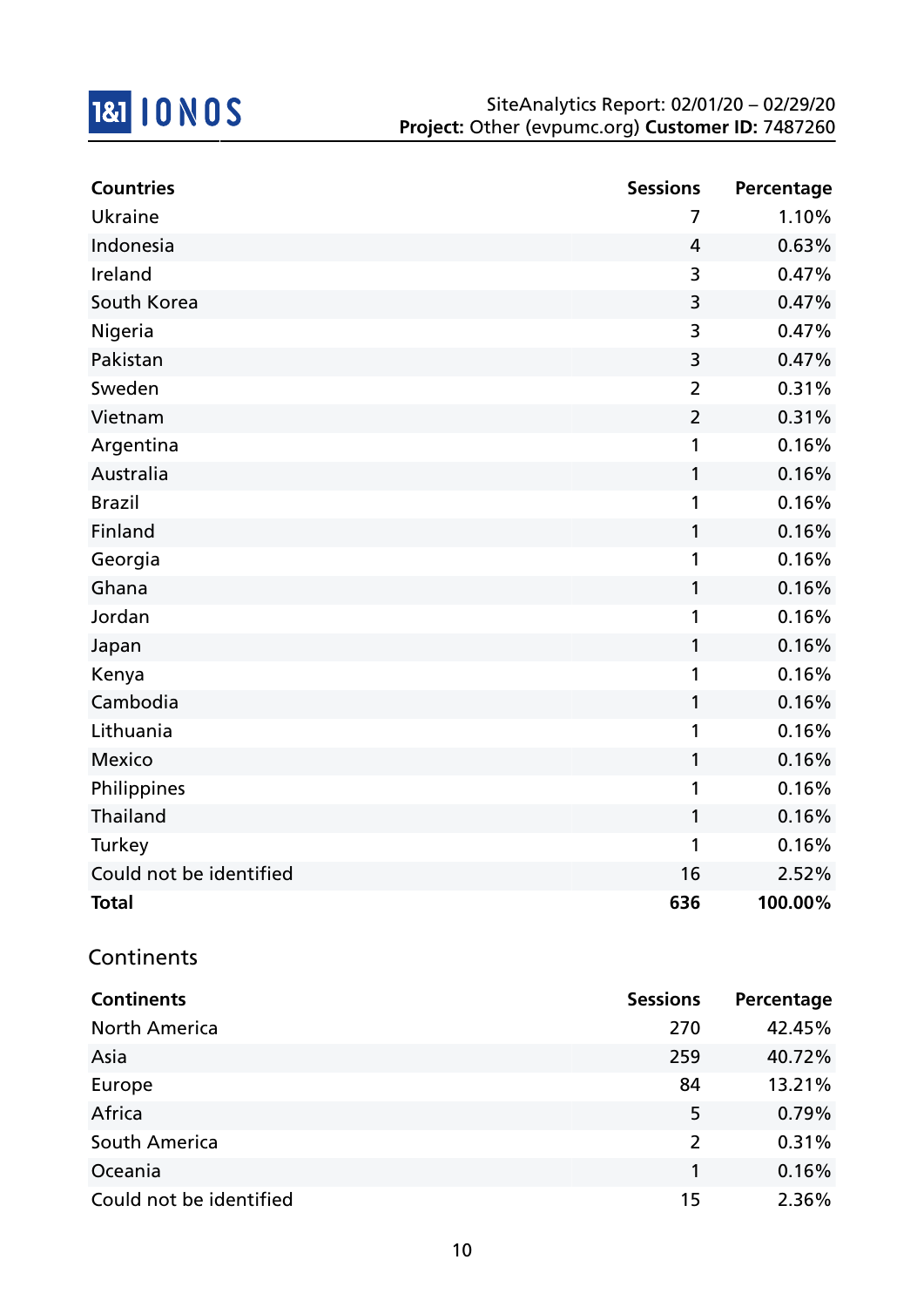| Countries | Sessions | Percentage |
| --- | --- | --- |
| Ukraine | 7 | 1.10% |
| Indonesia | 4 | 0.63% |
| Ireland | 3 | 0.47% |
| South Korea | 3 | 0.47% |
| Nigeria | 3 | 0.47% |
| Pakistan | 3 | 0.47% |
| Sweden | 2 | 0.31% |
| Vietnam | 2 | 0.31% |
| Argentina | 1 | 0.16% |
| Australia | 1 | 0.16% |
| Brazil | 1 | 0.16% |
| Finland | 1 | 0.16% |
| Georgia | 1 | 0.16% |
| Ghana | 1 | 0.16% |
| Jordan | 1 | 0.16% |
| Japan | 1 | 0.16% |
| Kenya | 1 | 0.16% |
| Cambodia | 1 | 0.16% |
| Lithuania | 1 | 0.16% |
| Mexico | 1 | 0.16% |
| Philippines | 1 | 0.16% |
| Thailand | 1 | 0.16% |
| Turkey | 1 | 0.16% |
| Could not be identified | 16 | 2.52% |
| **Total** | **636** | **100.00%** |

## Continents

| Continents | Sessions | Percentage |
| --- | --- | --- |
| North America | 270 | 42.45% |
| Asia | 259 | 40.72% |
| Europe | 84 | 13.21% |
| Africa | 5 | 0.79% |
| South America | 2 | 0.31% |
| Oceania | 1 | 0.16% |
| Could not be identified | 15 | 2.36% |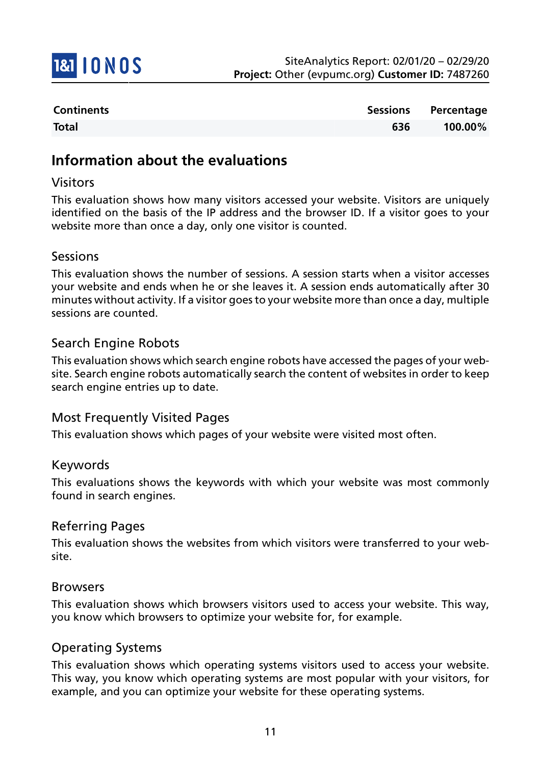| Continents | Sessions | Percentage |
| --- | --- | --- |
| **Total** | **636** | **100.00%** |

## Information about the evaluations

### Visitors

This evaluation shows how many visitors accessed your website. Visitors are uniquely identified on the basis of the IP address and the browser ID. If a visitor goes to your website more than once a day, only one visitor is counted.

### Sessions

This evaluation shows the number of sessions. A session starts when a visitor accesses your website and ends when he or she leaves it. A session ends automatically after 30 minutes without activity. If a visitor goes to your website more than once a day, multiple sessions are counted.

### Search Engine Robots

This evaluation shows which search engine robots have accessed the pages of your website. Search engine robots automatically search the content of websites in order to keep search engine entries up to date.

### Most Frequently Visited Pages

This evaluation shows which pages of your website were visited most often.

### Keywords

This evaluations shows the keywords with which your website was most commonly found in search engines.

### Referring Pages

This evaluation shows the websites from which visitors were transferred to your website.

### Browsers

This evaluation shows which browsers visitors used to access your website. This way, you know which browsers to optimize your website for, for example.

### Operating Systems

This evaluation shows which operating systems visitors used to access your website. This way, you know which operating systems are most popular with your visitors, for example, and you can optimize your website for these operating systems.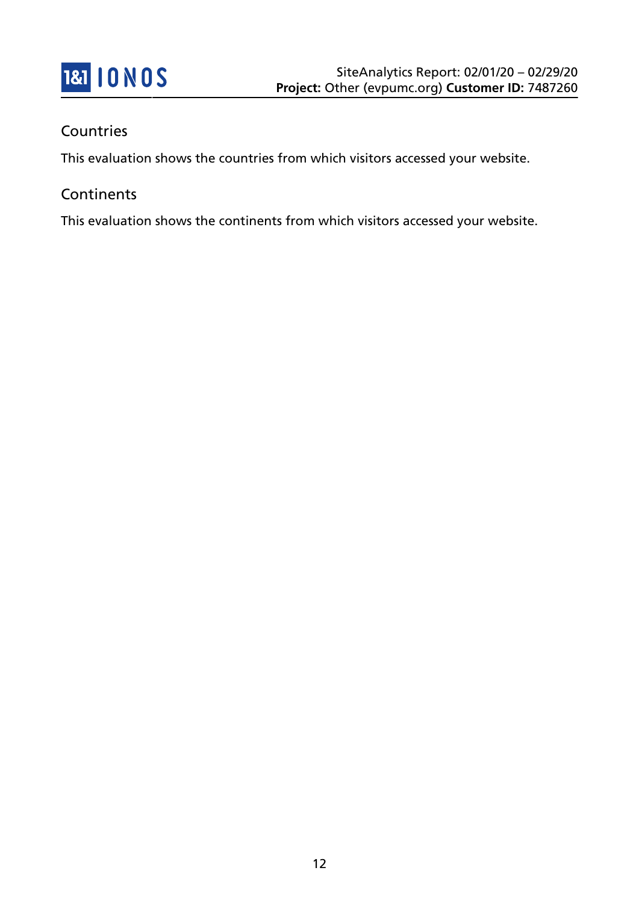## Countries

This evaluation shows the countries from which visitors accessed your website.

## Continents

This evaluation shows the continents from which visitors accessed your website.